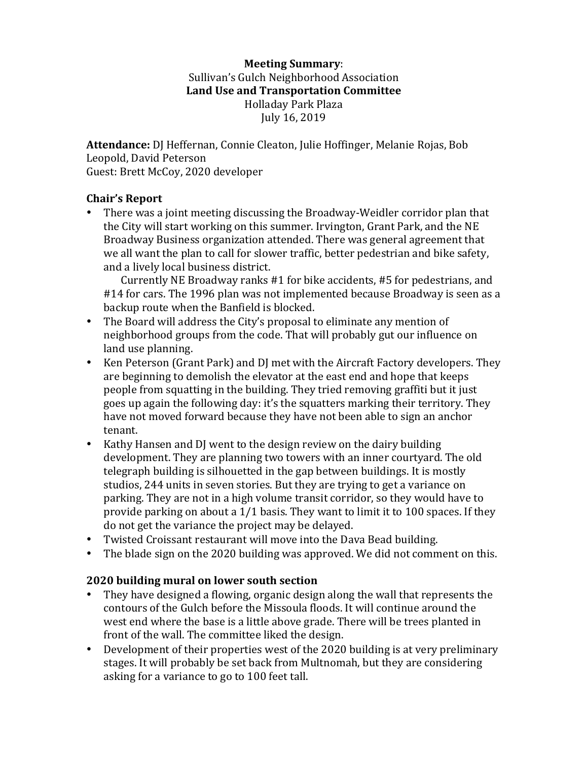**Meeting Summary**:
Sullivan's Gulch Neighborhood Association
**Land Use and Transportation Committee**
Holladay Park Plaza
July 16, 2019

**Attendance:** DJ Heffernan, Connie Cleaton, Julie Hoffinger, Melanie Rojas, Bob Leopold, David Peterson
Guest: Brett McCoy, 2020 developer

## Chair's Report

- There was a joint meeting discussing the Broadway-Weidler corridor plan that the City will start working on this summer. Irvington, Grant Park, and the NE Broadway Business organization attended. There was general agreement that we all want the plan to call for slower traffic, better pedestrian and bike safety, and a lively local business district.

  Currently NE Broadway ranks #1 for bike accidents, #5 for pedestrians, and #14 for cars. The 1996 plan was not implemented because Broadway is seen as a backup route when the Banfield is blocked.
- The Board will address the City's proposal to eliminate any mention of neighborhood groups from the code. That will probably gut our influence on land use planning.
- Ken Peterson (Grant Park) and DJ met with the Aircraft Factory developers. They are beginning to demolish the elevator at the east end and hope that keeps people from squatting in the building. They tried removing graffiti but it just goes up again the following day: it's the squatters marking their territory. They have not moved forward because they have not been able to sign an anchor tenant.
- Kathy Hansen and DJ went to the design review on the dairy building development. They are planning two towers with an inner courtyard. The old telegraph building is silhouetted in the gap between buildings. It is mostly studios, 244 units in seven stories. But they are trying to get a variance on parking. They are not in a high volume transit corridor, so they would have to provide parking on about a 1/1 basis. They want to limit it to 100 spaces. If they do not get the variance the project may be delayed.
- Twisted Croissant restaurant will move into the Dava Bead building.
- The blade sign on the 2020 building was approved. We did not comment on this.

## 2020 building mural on lower south section

- They have designed a flowing, organic design along the wall that represents the contours of the Gulch before the Missoula floods. It will continue around the west end where the base is a little above grade. There will be trees planted in front of the wall. The committee liked the design.
- Development of their properties west of the 2020 building is at very preliminary stages. It will probably be set back from Multnomah, but they are considering asking for a variance to go to 100 feet tall.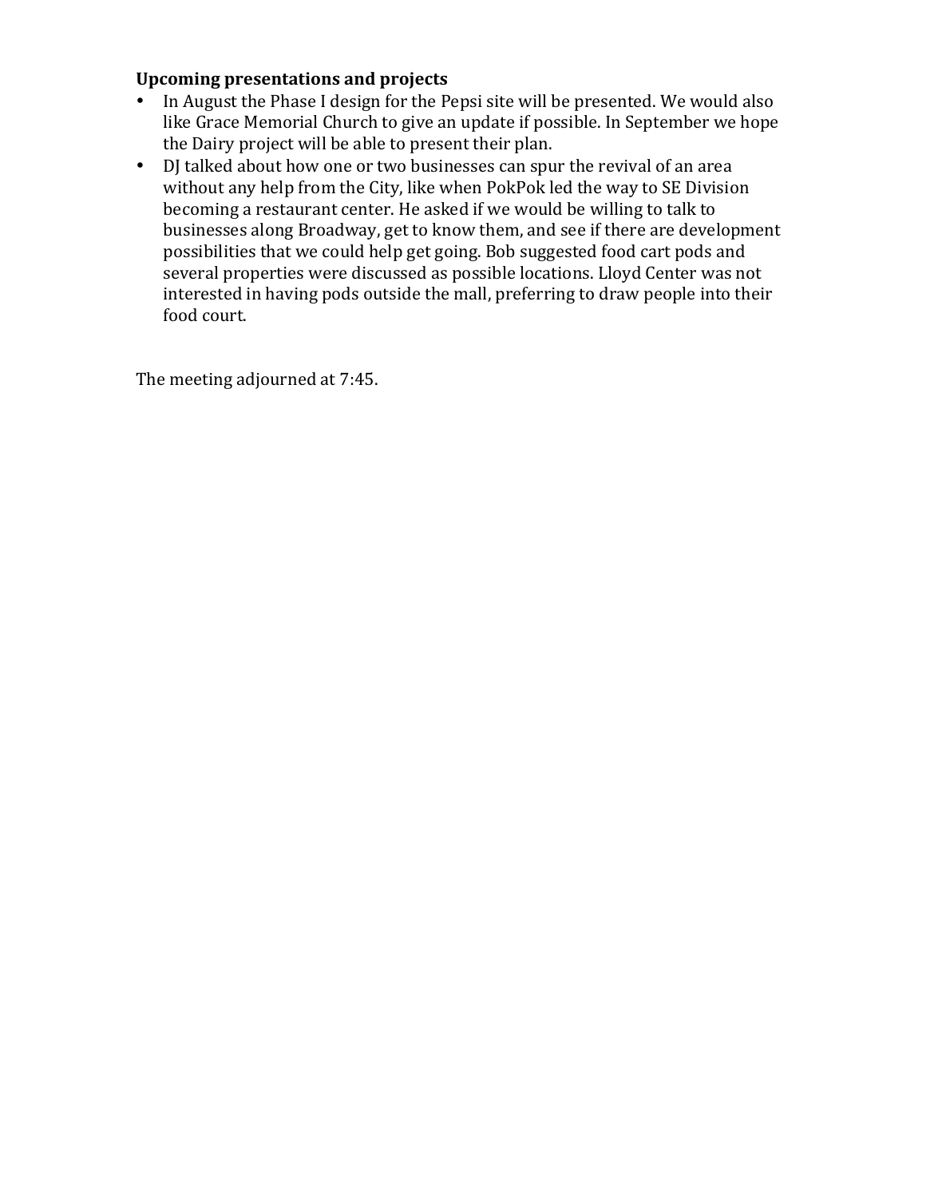**Upcoming presentations and projects**

- In August the Phase I design for the Pepsi site will be presented. We would also like Grace Memorial Church to give an update if possible. In September we hope the Dairy project will be able to present their plan.
- DJ talked about how one or two businesses can spur the revival of an area without any help from the City, like when PokPok led the way to SE Division becoming a restaurant center. He asked if we would be willing to talk to businesses along Broadway, get to know them, and see if there are development possibilities that we could help get going. Bob suggested food cart pods and several properties were discussed as possible locations. Lloyd Center was not interested in having pods outside the mall, preferring to draw people into their food court.

The meeting adjourned at 7:45.